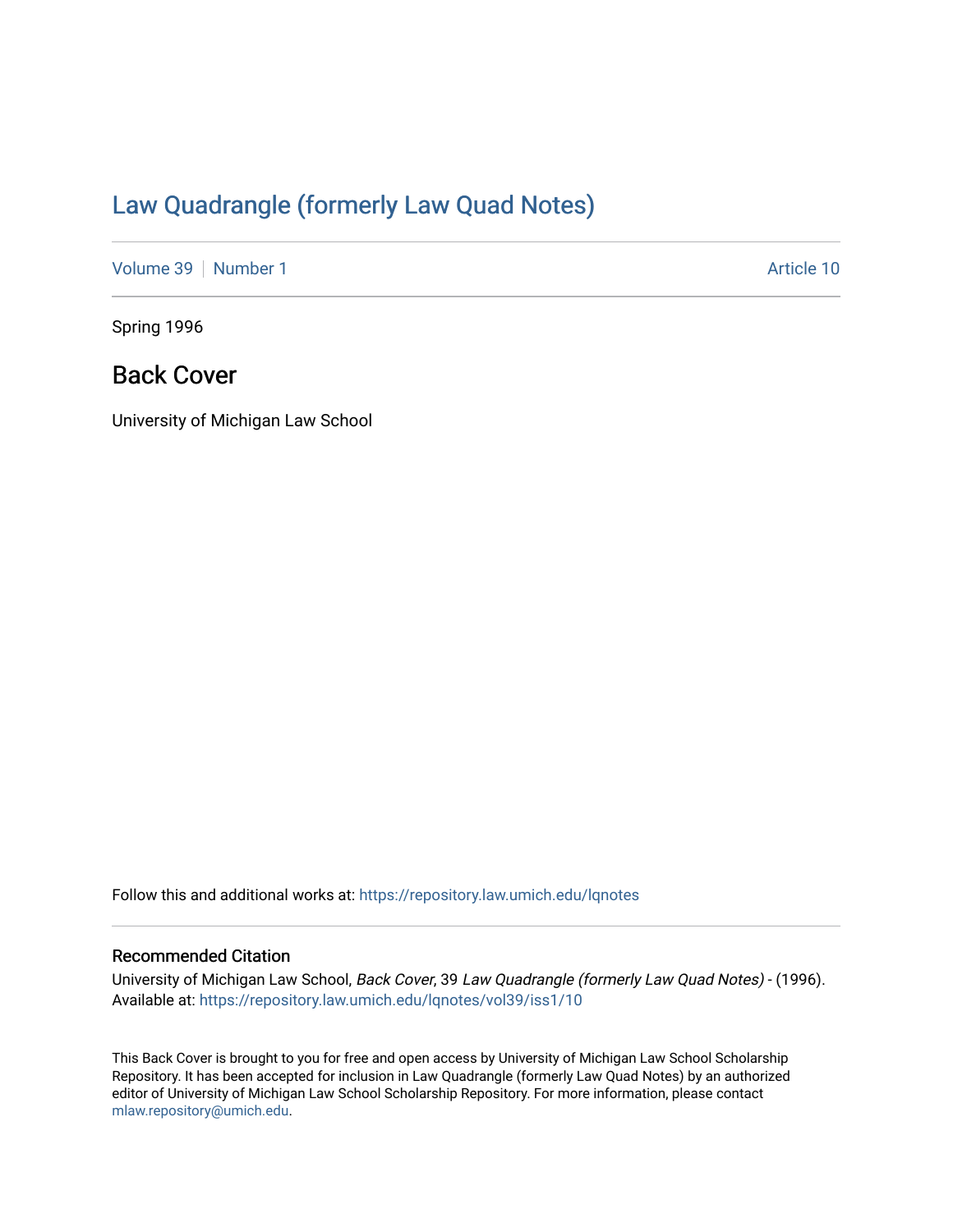# Law Quadrangle (formerly Law Quad Notes)

Volume 39 | Number 1 | Article 10

Spring 1996

## Back Cover

University of Michigan Law School

Follow this and additional works at: https://repository.law.umich.edu/lqnotes

### Recommended Citation

University of Michigan Law School, *Back Cover*, 39 *Law Quadrangle (formerly Law Quad Notes)* - (1996).
Available at: https://repository.law.umich.edu/lqnotes/vol39/iss1/10

This Back Cover is brought to you for free and open access by University of Michigan Law School Scholarship Repository. It has been accepted for inclusion in Law Quadrangle (formerly Law Quad Notes) by an authorized editor of University of Michigan Law School Scholarship Repository. For more information, please contact mlaw.repository@umich.edu.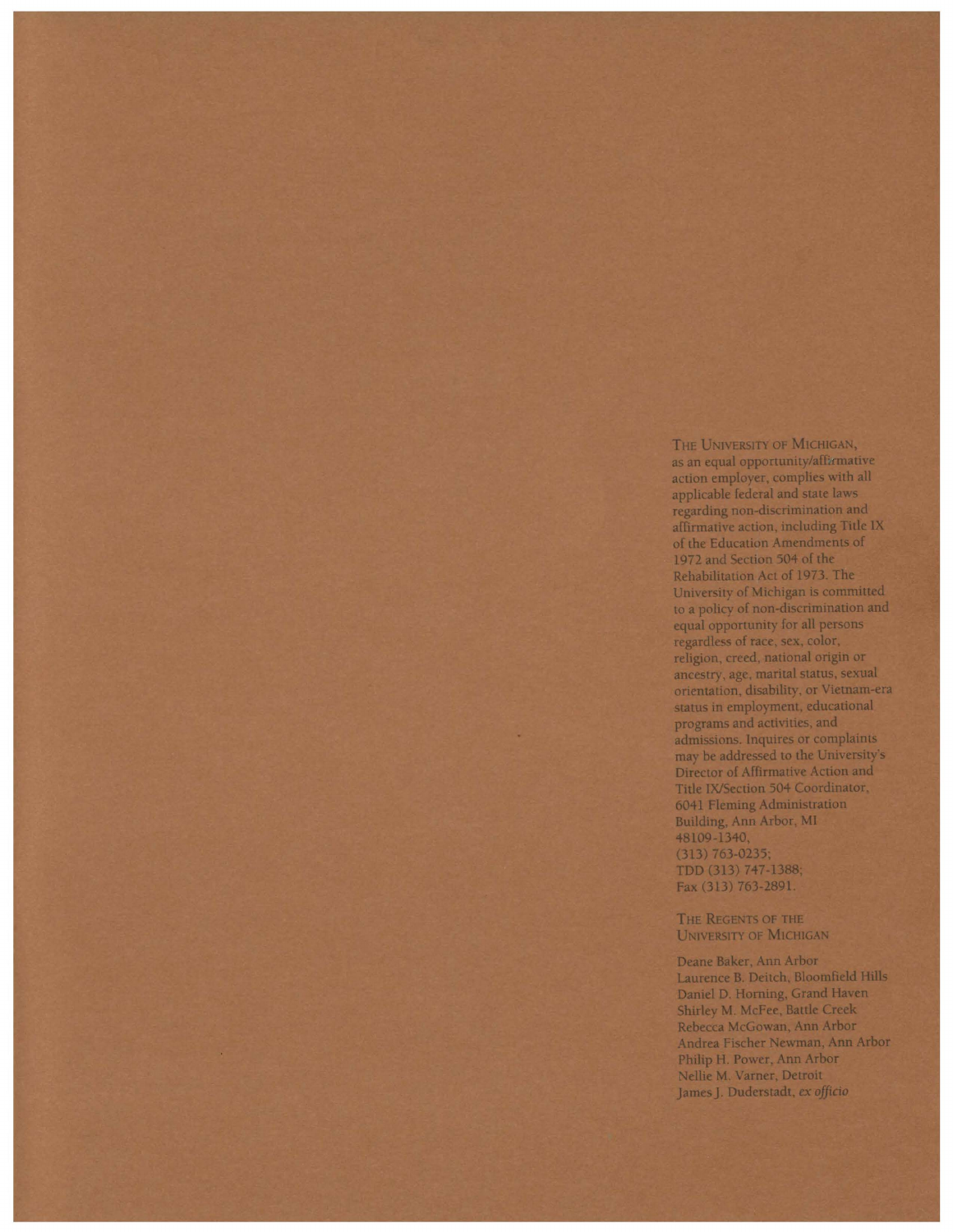THE UNIVERSITY OF MICHIGAN, as an equal opportunity/affirmative action employer, complies with all applicable federal and state laws regarding non-discrimination and affirmative action, including Title IX of the Education Amendments of 1972 and Section 504 of the Rehabilitation Act of 1973. The University of Michigan is committed to a policy of non-discrimination and equal opportunity for all persons regardless of race, sex, color, religion, creed, national origin or ancestry, age, marital status, sexual orientation, disability, or Vietnam-era status in employment, educational programs and activities, and admissions. Inquires or complaints may be addressed to the University's Director of Affirmative Action and Title IX/Section 504 Coordinator, 6041 Fleming Administration Building, Ann Arbor, MI 48109-1340, (313) 763-0235; TDD (313) 747-1388; Fax (313) 763-2891.

THE REGENTS OF THE UNIVERSITY OF MICHIGAN

Deane Baker, Ann Arbor  
Laurence B. Deitch, Bloomfield Hills  
Daniel D. Horning, Grand Haven  
Shirley M. McFee, Battle Creek  
Rebecca McGowan, Ann Arbor  
Andrea Fischer Newman, Ann Arbor  
Philip H. Power, Ann Arbor  
Nellie M. Varner, Detroit  
James J. Duderstadt, *ex officio*